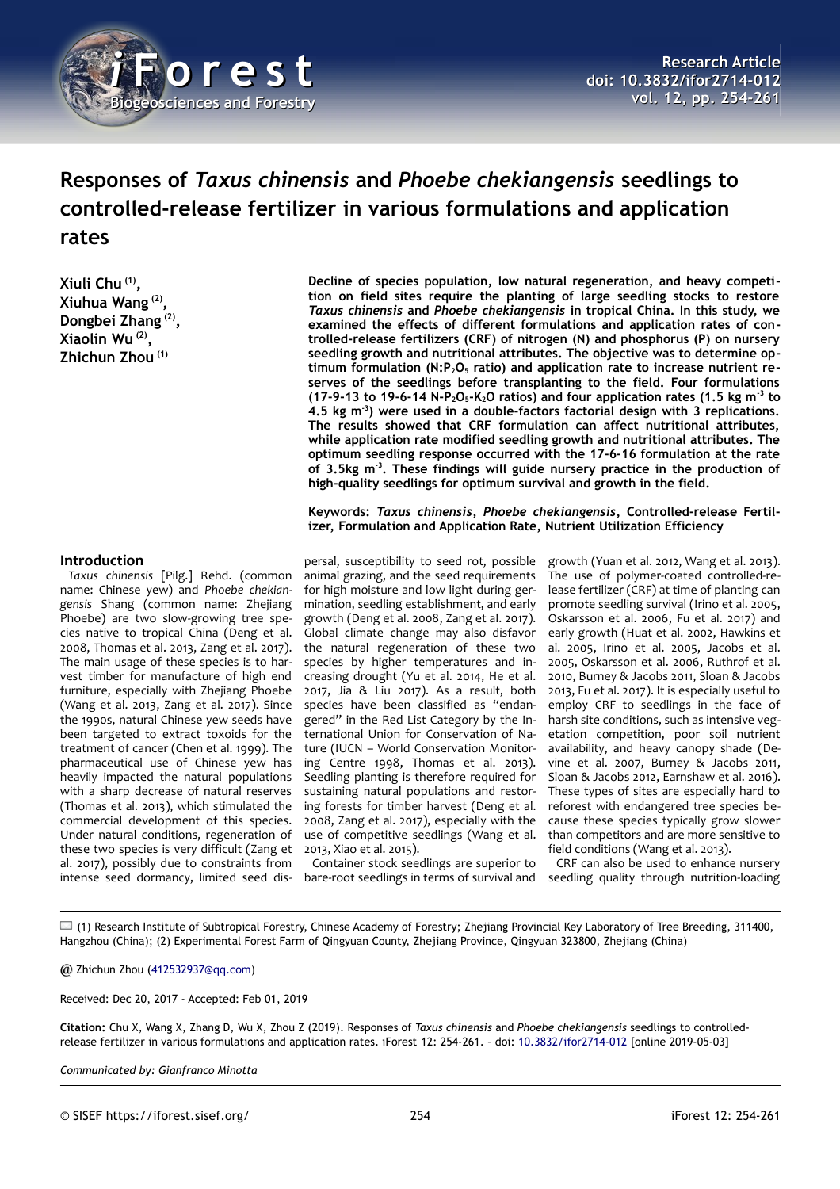# Responses of *Taxus chinensis* and *Phoebe chekiangensis* seedlings to controlled-release fertilizer in various formulations and application rates

**Xiuli Chu [1], Xiuhua Wang [2], Dongbei Zhang [2], Xiaolin Wu [2], Zhichun Zhou [1]**

**Decline of species population, low natural regeneration, and heavy competition on field sites require the planting of large seedling stocks to restore *Taxus chinensis* and *Phoebe chekiangensis* in tropical China. In this study, we examined the effects of different formulations and application rates of controlled-release fertilizers (CRF) of nitrogen (N) and phosphorus (P) on nursery seedling growth and nutritional attributes. The objective was to determine optimum formulation ($N:P_2O_5$ ratio) and application rate to increase nutrient reserves of the seedlings before transplanting to the field. Four formulations (17-9-13 to 19-6-14 $N$-$P_2O_5$-$K_2O$ ratios) and four application rates (1.5 kg $m^{-3}$ to 4.5 kg $m^{-3}$) were used in a double-factors factorial design with 3 replications. The results showed that CRF formulation can affect nutritional attributes, while application rate modified seedling growth and nutritional attributes. The optimum seedling response occurred with the 17-6-16 formulation at the rate of 3.5kg $m^{-3}$. These findings will guide nursery practice in the production of high-quality seedlings for optimum survival and growth in the field.**

**Keywords: *Taxus chinensis*, *Phoebe chekiangensis*, Controlled-release Fertilizer, Formulation and Application Rate, Nutrient Utilization Efficiency**

## Introduction

*Taxus chinensis* [Pilg.] Rehd. (common name: Chinese yew) and *Phoebe chekiangensis* Shang (common name: Zhejiang Phoebe) are two slow-growing tree species native to tropical China (Deng et al. 2008, Thomas et al. 2013, Zang et al. 2017). The main usage of these species is to harvest timber for manufacture of high end furniture, especially with Zhejiang Phoebe (Wang et al. 2013, Zang et al. 2017). Since the 1990s, natural Chinese yew seeds have been targeted to extract toxoids for the treatment of cancer (Chen et al. 1999). The pharmaceutical use of Chinese yew has heavily impacted the natural populations with a sharp decrease of natural reserves (Thomas et al. 2013), which stimulated the commercial development of this species. Under natural conditions, regeneration of these two species is very difficult (Zang et al. 2017), possibly due to constraints from intense seed dormancy, limited seed dispersal, susceptibility to seed rot, possible animal grazing, and the seed requirements for high moisture and low light during germination, seedling establishment, and early growth (Deng et al. 2008, Zang et al. 2017). Global climate change may also disfavor the natural regeneration of these two species by higher temperatures and increasing drought (Yu et al. 2014, He et al. 2017, Jia & Liu 2017). As a result, both species have been classified as "endangered" in the Red List Category by the International Union for Conservation of Nature (IUCN – World Conservation Monitoring Centre 1998, Thomas et al. 2013). Seedling planting is therefore required for sustaining natural populations and restoring forests for timber harvest (Deng et al. 2008, Zang et al. 2017), especially with the use of competitive seedlings (Wang et al. 2013, Xiao et al. 2015).

Container stock seedlings are superior to bare-root seedlings in terms of survival and growth (Yuan et al. 2012, Wang et al. 2013). The use of polymer-coated controlled-release fertilizer (CRF) at time of planting can promote seedling survival (Irino et al. 2005, Oskarsson et al. 2006, Fu et al. 2017) and early growth (Huat et al. 2002, Hawkins et al. 2005, Irino et al. 2005, Jacobs et al. 2005, Oskarsson et al. 2006, Ruthrof et al. 2010, Burney & Jacobs 2011, Sloan & Jacobs 2013, Fu et al. 2017). It is especially useful to employ CRF to seedlings in the face of harsh site conditions, such as intensive vegetation competition, poor soil nutrient availability, and heavy canopy shade (Devine et al. 2007, Burney & Jacobs 2011, Sloan & Jacobs 2012, Earnshaw et al. 2016). These types of sites are especially hard to reforest with endangered tree species because these species typically grow slower than competitors and are more sensitive to field conditions (Wang et al. 2013).

CRF can also be used to enhance nursery seedling quality through nutrition-loading

(1) Research Institute of Subtropical Forestry, Chinese Academy of Forestry; Zhejiang Provincial Key Laboratory of Tree Breeding, 311400, Hangzhou (China); (2) Experimental Forest Farm of Qingyuan County, Zhejiang Province, Qingyuan 323800, Zhejiang (China)

@ Zhichun Zhou (412532937@qq.com)

Received: Dec 20, 2017 - Accepted: Feb 01, 2019

**Citation:** Chu X, Wang X, Zhang D, Wu X, Zhou Z (2019). Responses of *Taxus chinensis* and *Phoebe chekiangensis* seedlings to controlled-release fertilizer in various formulations and application rates. iForest 12: 254-261. – doi: 10.3832/ifor2714-012 [online 2019-05-03]

*Communicated by: Gianfranco Minotta*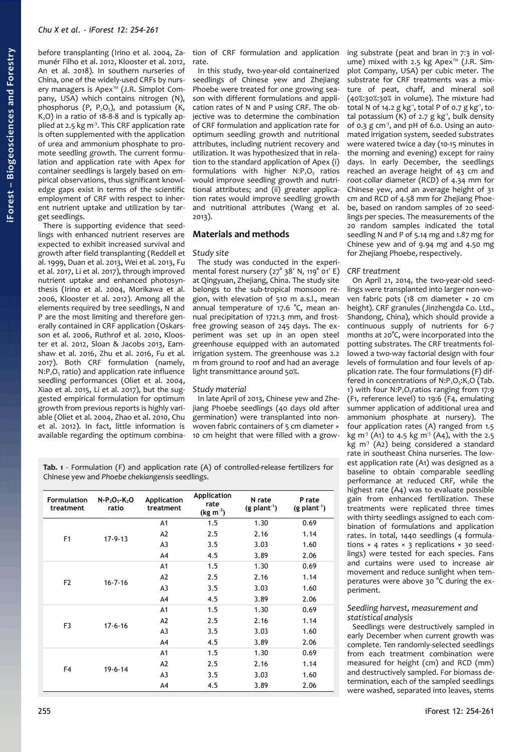before transplanting (Irino et al. 2004, Zamunér Filho et al. 2012, Klooster et al. 2012, An et al. 2018). In southern nurseries of China, one of the widely-used CRFs by nursery managers is Apex™ (J.R. Simplot Company, USA) which contains nitrogen (N), phosphorus (P, $P_2O_5$), and potassium (K, $K_2O$) in a ratio of 18-8-8 and is typically applied at 2.5 kg $m^{-3}$. This CRF application rate is often supplemented with the application of urea and ammonium phosphate to promote seedling growth. The current formulation and application rate with Apex for container seedlings is largely based on empirical observations, thus significant knowledge gaps exist in terms of the scientific employment of CRF with respect to inherent nutrient uptake and utilization by target seedlings.

There is supporting evidence that seedlings with enhanced nutrient reserves are expected to exhibit increased survival and growth after field transplanting (Reddell et al. 1999, Duan et al. 2013, Wei et al. 2013, Fu et al. 2017, Li et al. 2017), through improved nutrient uptake and enhanced photosynthesis (Irino et al. 2004, Morikawa et al. 2006, Klooster et al. 2012). Among all the elements required by tree seedlings, N and P are the most limiting and therefore generally contained in CRF application (Oskarsson et al. 2006, Ruthrof et al. 2010, Klooster et al. 2012, Sloan & Jacobs 2013, Earnshaw et al. 2016, Zhu et al. 2016, Fu et al. 2017). Both CRF formulation (namely, $N:P_2O_5$ ratio) and application rate influence seedling performances (Oliet et al. 2004, Xiao et al. 2015, Li et al. 2017), but the suggested empirical formulation for optimum growth from previous reports is highly variable (Oliet et al. 2004, Zhao et al. 2010, Chu et al. 2012). In fact, little information is available regarding the optimum combination of CRF formulation and application rate.

In this study, two-year-old containerized seedlings of Chinese yew and Zhejiang Phoebe were treated for one growing season with different formulations and application rates of N and P using CRF. The objective was to determine the combination of CRF formulation and application rate for optimum seedling growth and nutritional attributes, including nutrient recovery and utilization. It was hypothesized that in relation to the standard application of Apex (i) formulations with higher $N:P_2O_5$ ratios would improve seedling growth and nutritional attributes; and (ii) greater application rates would improve seedling growth and nutritional attributes (Wang et al. 2013).

## Materials and methods

### Study site

The study was conducted in the experimental forest nursery (27° 38′ N, 119° 01′ E) at Qingyuan, Zhejiang, China. The study site belongs to the sub-tropical monsoon region, with elevation of 510 m a.s.l., mean annual temperature of 17.6 °C, mean annual precipitation of 1721.3 mm, and frost-free growing season of 245 days. The experiment was set up in an open steel greenhouse equipped with an automated irrigation system. The greenhouse was 2.2 m from ground to roof and had an average light transmittance around 50%.

### Study material

In late April of 2013, Chinese yew and Zhejiang Phoebe seedlings (40 days old after germination) were transplanted into non-woven fabric containers of 5 cm diameter × 10 cm height that were filled with a growing substrate (peat and bran in 7:3 in volume) mixed with 2.5 kg Apex™ (J.R. Simplot Company, USA) per cubic meter. The substrate for CRF treatments was a mixture of peat, chaff, and mineral soil (40%:30%:30% in volume). The mixture had total N of 14.2 g $kg^{-1}$, total P of 0.7 g $kg^{-1}$, total potassium (K) of 2.7 g $kg^{-1}$, bulk density of 0.3 g $cm^{-3}$, and pH of 6.0. Using an automated irrigation system, seeded substrates were watered twice a day (10-15 minutes in the morning and evening) except for rainy days. In early December, the seedlings reached an average height of 43 cm and root-collar diameter (RCD) of 4.34 mm for Chinese yew, and an average height of 31 cm and RCD of 4.58 mm for Zhejiang Phoebe, based on random samples of 20 seedlings per species. The measurements of the 20 random samples indicated the total seedling N and P of 5.14 mg and 1.87 mg for Chinese yew and of 9.94 mg and 4.50 mg for Zhejiang Phoebe, respectively.

### CRF treatment

On April 21, 2014, the two-year-old seedlings were transplanted into larger non-woven fabric pots (18 cm diameter × 20 cm height). CRF granules (Jinzhengda Co. Ltd., Shandong, China), which should provide a continuous supply of nutrients for 6-7 months at 20°C, were incorporated into the potting substrates. The CRF treatments followed a two-way factorial design with four levels of formulation and four levels of application rate. The four formulations (F) differed in concentrations of $N:P_2O_5:K_2O$ (Tab. 1) with four $N:P_2O_5$ ratios ranging from 17:9 (F1, reference level) to 19:6 (F4, emulating summer application of additional urea and ammonium phosphate at nursery). The four application rates (A) ranged from 1.5 kg $m^{-3}$ (A1) to 4.5 kg $m^{-3}$ (A4), with the 2.5 kg $m^{-3}$ (A2) being considered a standard rate in southeast China nurseries. The lowest application rate (A1) was designed as a baseline to obtain comparable seedling performance at reduced CRF, while the highest rate (A4) was to evaluate possible gain from enhanced fertilization. These treatments were replicated three times with thirty seedlings assigned to each combination of formulations and application rates. In total, 1440 seedlings (4 formulations × 4 rates × 3 replications × 30 seedlings) were tested for each species. Fans and curtains were used to increase air movement and reduce sunlight when temperatures were above 30 °C during the experiment.

### Seedling harvest, measurement and statistical analysis

Seedlings were destructively sampled in early December when current growth was complete. Ten randomly-selected seedlings from each treatment combination were measured for height (cm) and RCD (mm) and destructively sampled. For biomass determination, each of the sampled seedlings were washed, separated into leaves, stems

**Tab. 1** - Formulation (F) and application rate (A) of controlled-release fertilizers for Chinese yew and *Phoebe chekiangensis* seedlings.

| Formulation treatment | $N-P_2O_5-K_2O$ ratio | Application treatment | Application rate (kg $m^{-3}$) | N rate (g $plant^{-1}$) | P rate (g $plant^{-1}$) |
|---|---|---|---|---|---|
| F1 | 17-9-13 | A1 | 1.5 | 1.30 | 0.69 |
| | | A2 | 2.5 | 2.16 | 1.14 |
| | | A3 | 3.5 | 3.03 | 1.60 |
| | | A4 | 4.5 | 3.89 | 2.06 |
| F2 | 16-7-16 | A1 | 1.5 | 1.30 | 0.69 |
| | | A2 | 2.5 | 2.16 | 1.14 |
| | | A3 | 3.5 | 3.03 | 1.60 |
| | | A4 | 4.5 | 3.89 | 2.06 |
| F3 | 17-6-16 | A1 | 1.5 | 1.30 | 0.69 |
| | | A2 | 2.5 | 2.16 | 1.14 |
| | | A3 | 3.5 | 3.03 | 1.60 |
| | | A4 | 4.5 | 3.89 | 2.06 |
| F4 | 19-6-14 | A1 | 1.5 | 1.30 | 0.69 |
| | | A2 | 2.5 | 2.16 | 1.14 |
| | | A3 | 3.5 | 3.03 | 1.60 |
| | | A4 | 4.5 | 3.89 | 2.06 |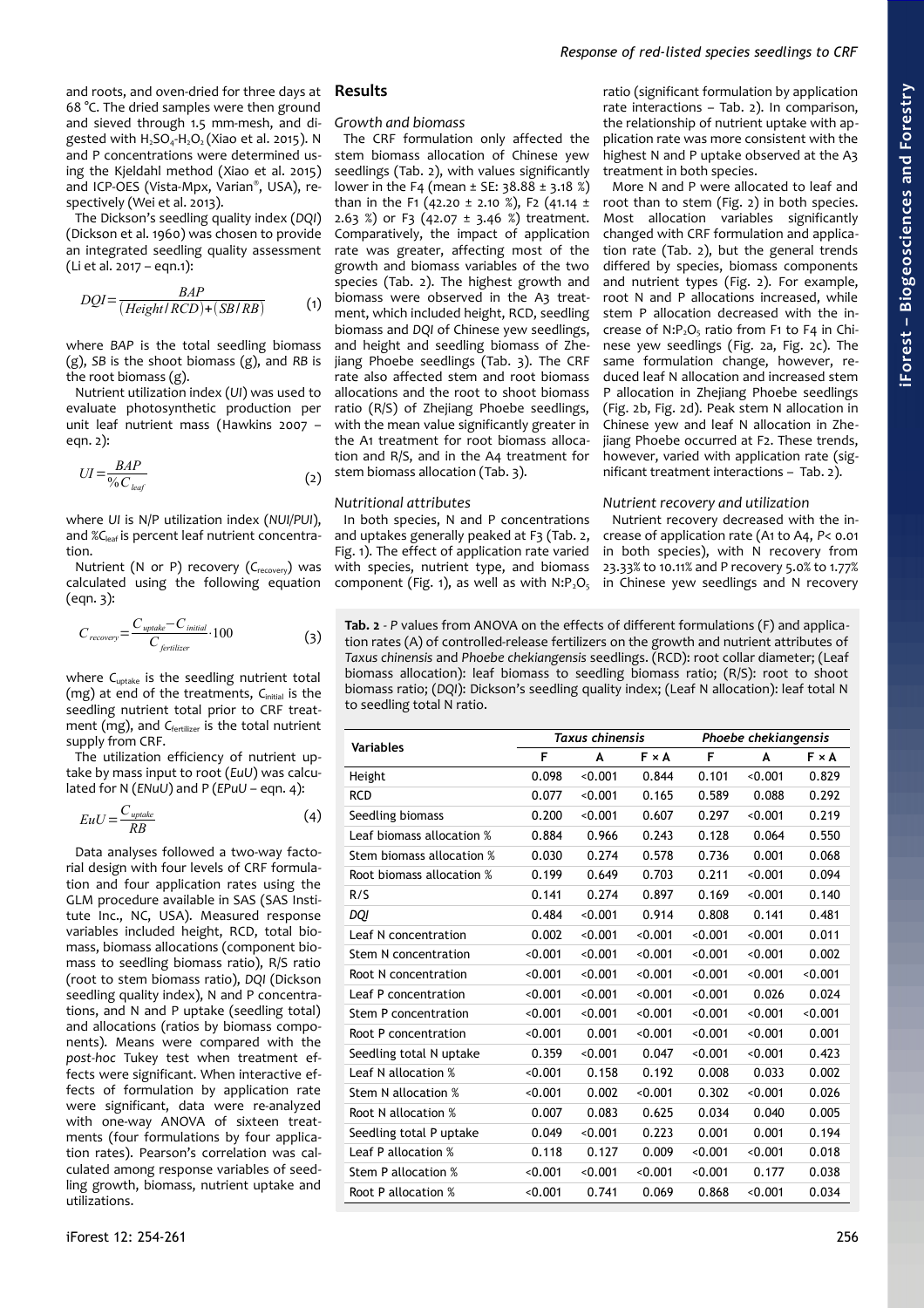and roots, and oven-dried for three days at 68 °C. The dried samples were then ground and sieved through 1.5 mm-mesh, and digested with $H_2SO_4$-$H_2O_2$ (Xiao et al. 2015). N and P concentrations were determined using the Kjeldahl method (Xiao et al. 2015) and ICP-OES (Vista-Mpx, Varian®, USA), respectively (Wei et al. 2013).

The Dickson's seedling quality index (*DQI*) (Dickson et al. 1960) was chosen to provide an integrated seedling quality assessment (Li et al. 2017 – eqn.1):

$$DQI=\frac{BAP}{(Height/RCD)+(SB/RB)} \qquad (1)$$

where *BAP* is the total seedling biomass (g), *SB* is the shoot biomass (g), and *RB* is the root biomass (g).

Nutrient utilization index (*UI*) was used to evaluate photosynthetic production per unit leaf nutrient mass (Hawkins 2007 – eqn. 2):

$$UI=\frac{BAP}{\%C_{leaf}} \qquad (2)$$

where *UI* is N/P utilization index (*NUI*/*PUI*), and $\%C_{leaf}$ is percent leaf nutrient concentration.

Nutrient (N or P) recovery ($C_{recovery}$) was calculated using the following equation (eqn. 3):

$$C_{recovery}=\frac{C_{uptake}-C_{initial}}{C_{fertilizer}}\cdot 100 \qquad (3)$$

where $C_{uptake}$ is the seedling nutrient total (mg) at end of the treatments, $C_{initial}$ is the seedling nutrient total prior to CRF treatment (mg), and $C_{fertilizer}$ is the total nutrient supply from CRF.

The utilization efficiency of nutrient uptake by mass input to root (*EuU*) was calculated for N (*ENuU*) and P (*EPuU* – eqn. 4):

$$EuU=\frac{C_{uptake}}{RB} \qquad (4)$$

Data analyses followed a two-way factorial design with four levels of CRF formulation and four application rates using the GLM procedure available in SAS (SAS Institute Inc., NC, USA). Measured response variables included height, RCD, total biomass, biomass allocations (component biomass to seedling biomass ratio), R/S ratio (root to stem biomass ratio), *DQI* (Dickson seedling quality index), N and P concentrations, and N and P uptake (seedling total) and allocations (ratios by biomass components). Means were compared with the *post-hoc* Tukey test when treatment effects were significant. When interactive effects of formulation by application rate were significant, data were re-analyzed with one-way ANOVA of sixteen treatments (four formulations by four application rates). Pearson's correlation was calculated among response variables of seedling growth, biomass, nutrient uptake and utilizations.

## Results

### Growth and biomass

The CRF formulation only affected the stem biomass allocation of Chinese yew seedlings (Tab. 2), with values significantly lower in the F4 (mean ± SE: 38.88 ± 3.18 %) than in the F1 (42.20 ± 2.10 %), F2 (41.14 ± 2.63 %) or F3 (42.07 ± 3.46 %) treatment. Comparatively, the impact of application rate was greater, affecting most of the growth and biomass variables of the two species (Tab. 2). The highest growth and biomass were observed in the A3 treatment, which included height, RCD, seedling biomass and *DQI* of Chinese yew seedlings, and height and seedling biomass of Zhejiang Phoebe seedlings (Tab. 3). The CRF rate also affected stem and root biomass allocations and the root to shoot biomass ratio (R/S) of Zhejiang Phoebe seedlings, with the mean value significantly greater in the A1 treatment for root biomass allocation and R/S, and in the A4 treatment for stem biomass allocation (Tab. 3).

### Nutritional attributes

In both species, N and P concentrations and uptakes generally peaked at F3 (Tab. 2, Fig. 1). The effect of application rate varied with species, nutrient type, and biomass component (Fig. 1), as well as with N:$P_2O_5$ ratio (significant formulation by application rate interactions – Tab. 2). In comparison, the relationship of nutrient uptake with application rate was more consistent with the highest N and P uptake observed at the A3 treatment in both species.

More N and P were allocated to leaf and root than to stem (Fig. 2) in both species. Most allocation variables significantly changed with CRF formulation and application rate (Tab. 2), but the general trends differed by species, biomass components and nutrient types (Fig. 2). For example, root N and P allocations increased, while stem P allocation decreased with the increase of N:$P_2O_5$ ratio from F1 to F4 in Chinese yew seedlings (Fig. 2a, Fig. 2c). The same formulation change, however, reduced leaf N allocation and increased stem P allocation in Zhejiang Phoebe seedlings (Fig. 2b, Fig. 2d). Peak stem N allocation in Chinese yew and leaf N allocation in Zhejiang Phoebe occurred at F2. These trends, however, varied with application rate (significant treatment interactions – Tab. 2).

### Nutrient recovery and utilization

Nutrient recovery decreased with the increase of application rate (A1 to A4, $P<0.01$ in both species), with N recovery from 23.33% to 10.11% and P recovery 5.0% to 1.77% in Chinese yew seedlings and N recovery

**Tab. 2** - *P* values from ANOVA on the effects of different formulations (F) and application rates (A) of controlled-release fertilizers on the growth and nutrient attributes of *Taxus chinensis* and *Phoebe chekiangensis* seedlings. (RCD): root collar diameter; (Leaf biomass allocation): leaf biomass to seedling biomass ratio; (R/S): root to shoot biomass ratio; (*DQI*): Dickson's seedling quality index; (Leaf N allocation): leaf total N to seedling total N ratio.

| Variables | *Taxus chinensis* | | | *Phoebe chekiangensis* | | |
|---|---|---|---|---|---|---|
| | F | A | F × A | F | A | F × A |
| Height | 0.098 | <0.001 | 0.844 | 0.101 | <0.001 | 0.829 |
| RCD | 0.077 | <0.001 | 0.165 | 0.589 | 0.088 | 0.292 |
| Seedling biomass | 0.200 | <0.001 | 0.607 | 0.297 | <0.001 | 0.219 |
| Leaf biomass allocation % | 0.884 | 0.966 | 0.243 | 0.128 | 0.064 | 0.550 |
| Stem biomass allocation % | 0.030 | 0.274 | 0.578 | 0.736 | 0.001 | 0.068 |
| Root biomass allocation % | 0.199 | 0.649 | 0.703 | 0.211 | <0.001 | 0.094 |
| R/S | 0.141 | 0.274 | 0.897 | 0.169 | <0.001 | 0.140 |
| *DQI* | 0.484 | <0.001 | 0.914 | 0.808 | 0.141 | 0.481 |
| Leaf N concentration | 0.002 | <0.001 | <0.001 | <0.001 | <0.001 | 0.011 |
| Stem N concentration | <0.001 | <0.001 | <0.001 | <0.001 | <0.001 | 0.002 |
| Root N concentration | <0.001 | <0.001 | <0.001 | <0.001 | <0.001 | <0.001 |
| Leaf P concentration | <0.001 | <0.001 | <0.001 | <0.001 | 0.026 | 0.024 |
| Stem P concentration | <0.001 | <0.001 | <0.001 | <0.001 | <0.001 | <0.001 |
| Root P concentration | <0.001 | 0.001 | <0.001 | <0.001 | <0.001 | 0.001 |
| Seedling total N uptake | 0.359 | <0.001 | 0.047 | <0.001 | <0.001 | 0.423 |
| Leaf N allocation % | <0.001 | 0.158 | 0.192 | 0.008 | 0.033 | 0.002 |
| Stem N allocation % | <0.001 | 0.002 | <0.001 | 0.302 | <0.001 | 0.026 |
| Root N allocation % | 0.007 | 0.083 | 0.625 | 0.034 | 0.040 | 0.005 |
| Seedling total P uptake | 0.049 | <0.001 | 0.223 | 0.001 | 0.001 | 0.194 |
| Leaf P allocation % | 0.118 | 0.127 | 0.009 | <0.001 | <0.001 | 0.018 |
| Stem P allocation % | <0.001 | <0.001 | <0.001 | <0.001 | 0.177 | 0.038 |
| Root P allocation % | <0.001 | 0.741 | 0.069 | 0.868 | <0.001 | 0.034 |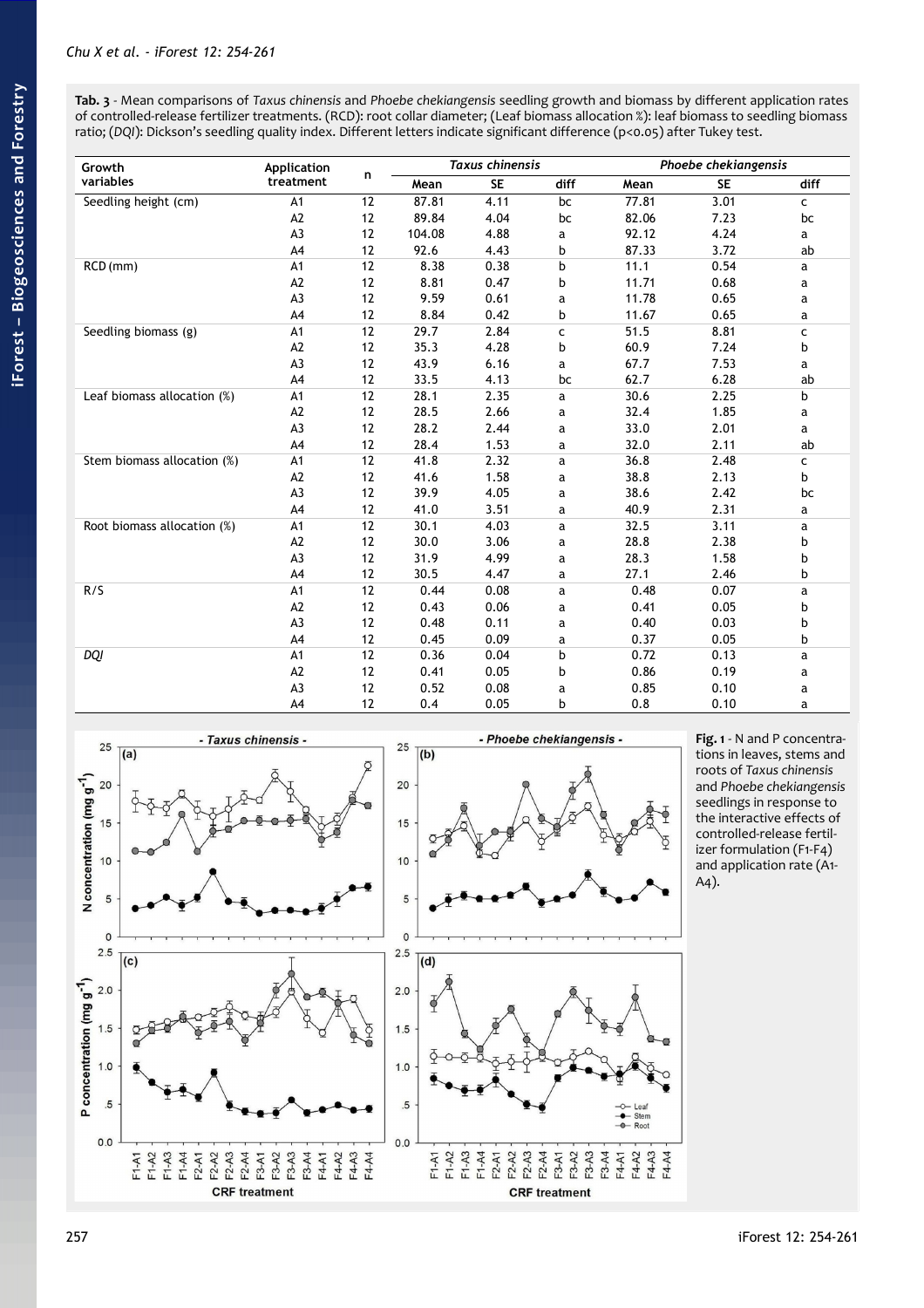**Tab. 3** - Mean comparisons of *Taxus chinensis* and *Phoebe chekiangensis* seedling growth and biomass by different application rates of controlled-release fertilizer treatments. (RCD): root collar diameter; (Leaf biomass allocation %): leaf biomass to seedling biomass ratio; (*DQI*): Dickson's seedling quality index. Different letters indicate significant difference (p<0.05) after Tukey test.

| Growth variables | Application treatment | n | *Taxus chinensis* | | | *Phoebe chekiangensis* | | |
|---|---|---|---|---|---|---|---|---|
| | | | Mean | SE | diff | Mean | SE | diff |
| Seedling height (cm) | A1 | 12 | 87.81 | 4.11 | bc | 77.81 | 3.01 | c |
| | A2 | 12 | 89.84 | 4.04 | bc | 82.06 | 7.23 | bc |
| | A3 | 12 | 104.08 | 4.88 | a | 92.12 | 4.24 | a |
| | A4 | 12 | 92.6 | 4.43 | b | 87.33 | 3.72 | ab |
| RCD (mm) | A1 | 12 | 8.38 | 0.38 | b | 11.1 | 0.54 | a |
| | A2 | 12 | 8.81 | 0.47 | b | 11.71 | 0.68 | a |
| | A3 | 12 | 9.59 | 0.61 | a | 11.78 | 0.65 | a |
| | A4 | 12 | 8.84 | 0.42 | b | 11.67 | 0.65 | a |
| Seedling biomass (g) | A1 | 12 | 29.7 | 2.84 | c | 51.5 | 8.81 | c |
| | A2 | 12 | 35.3 | 4.28 | b | 60.9 | 7.24 | b |
| | A3 | 12 | 43.9 | 6.16 | a | 67.7 | 7.53 | a |
| | A4 | 12 | 33.5 | 4.13 | bc | 62.7 | 6.28 | ab |
| Leaf biomass allocation (%) | A1 | 12 | 28.1 | 2.35 | a | 30.6 | 2.25 | b |
| | A2 | 12 | 28.5 | 2.66 | a | 32.4 | 1.85 | a |
| | A3 | 12 | 28.2 | 2.44 | a | 33.0 | 2.01 | a |
| | A4 | 12 | 28.4 | 1.53 | a | 32.0 | 2.11 | ab |
| Stem biomass allocation (%) | A1 | 12 | 41.8 | 2.32 | a | 36.8 | 2.48 | c |
| | A2 | 12 | 41.6 | 1.58 | a | 38.8 | 2.13 | b |
| | A3 | 12 | 39.9 | 4.05 | a | 38.6 | 2.42 | bc |
| | A4 | 12 | 41.0 | 3.51 | a | 40.9 | 2.31 | a |
| Root biomass allocation (%) | A1 | 12 | 30.1 | 4.03 | a | 32.5 | 3.11 | a |
| | A2 | 12 | 30.0 | 3.06 | a | 28.8 | 2.38 | b |
| | A3 | 12 | 31.9 | 4.99 | a | 28.3 | 1.58 | b |
| | A4 | 12 | 30.5 | 4.47 | a | 27.1 | 2.46 | b |
| R/S | A1 | 12 | 0.44 | 0.08 | a | 0.48 | 0.07 | a |
| | A2 | 12 | 0.43 | 0.06 | a | 0.41 | 0.05 | b |
| | A3 | 12 | 0.48 | 0.11 | a | 0.40 | 0.03 | b |
| | A4 | 12 | 0.45 | 0.09 | a | 0.37 | 0.05 | b |
| *DQI* | A1 | 12 | 0.36 | 0.04 | b | 0.72 | 0.13 | a |
| | A2 | 12 | 0.41 | 0.05 | b | 0.86 | 0.19 | a |
| | A3 | 12 | 0.52 | 0.08 | a | 0.85 | 0.10 | a |
| | A4 | 12 | 0.4 | 0.05 | b | 0.8 | 0.10 | a |

**Fig. 1** - N and P concentrations in leaves, stems and roots of *Taxus chinensis* and *Phoebe chekiangensis* seedlings in response to the interactive effects of controlled-release fertilizer formulation (F1-F4) and application rate (A1-A4).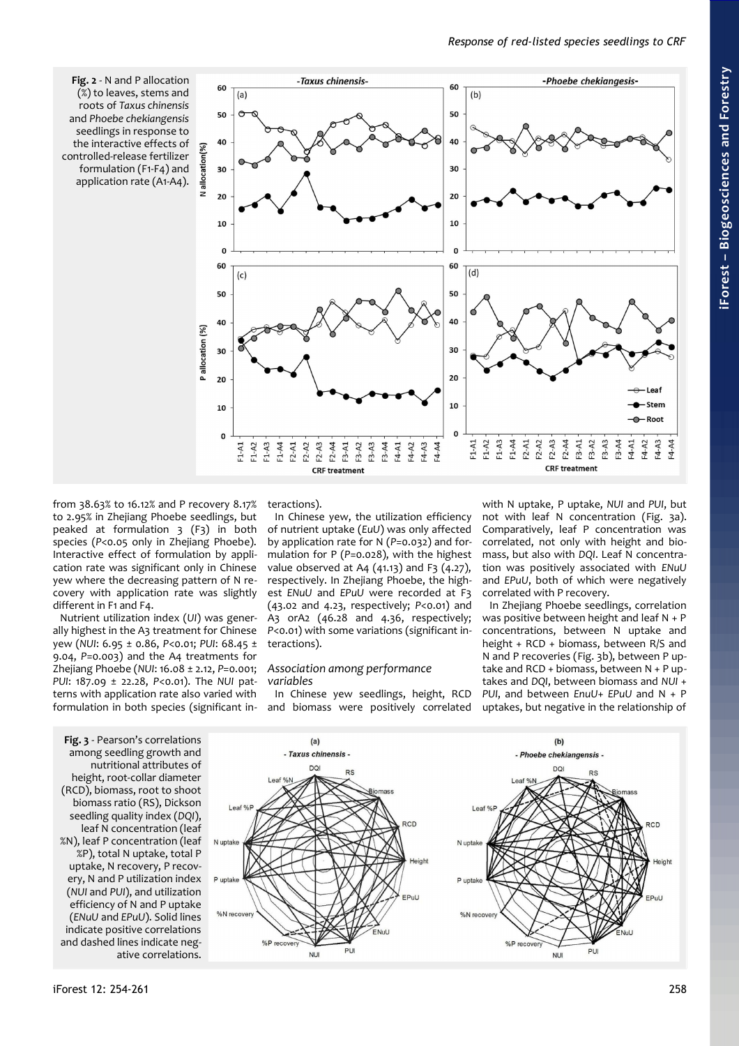**Fig. 2** - N and P allocation (%) to leaves, stems and roots of *Taxus chinensis* and *Phoebe chekiangensis* seedlings in response to the interactive effects of controlled-release fertilizer formulation (F1-F4) and application rate (A1-A4).

from 38.63% to 16.12% and P recovery 8.17% to 2.95% in Zhejiang Phoebe seedlings, but peaked at formulation 3 (F3) in both species ($P<0.05$ only in Zhejiang Phoebe). Interactive effect of formulation by application rate was significant only in Chinese yew where the decreasing pattern of N recovery with application rate was slightly different in F1 and F4.

Nutrient utilization index (*UI*) was generally highest in the A3 treatment for Chinese yew (*NUI*: 6.95 ± 0.86, $P<0.01$; *PUI*: 68.45 ± 9.04, $P=0.003$) and the A4 treatments for Zhejiang Phoebe (*NUI*: 16.08 ± 2.12, $P=0.001$; *PUI*: 187.09 ± 22.28, $P<0.01$). The *NUI* patterns with application rate also varied with formulation in both species (significant interactions).

In Chinese yew, the utilization efficiency of nutrient uptake (*EuU*) was only affected by application rate for N ($P=0.032$) and formulation for P ($P=0.028$), with the highest value observed at A4 (41.13) and F3 (4.27), respectively. In Zhejiang Phoebe, the highest *ENuU* and *EPuU* were recorded at F3 (43.02 and 4.23, respectively; $P<0.01$) and A3 orA2 (46.28 and 4.36, respectively; $P<0.01$) with some variations (significant interactions).

### Association among performance variables

In Chinese yew seedlings, height, RCD and biomass were positively correlated with N uptake, P uptake, *NUI* and *PUI*, but not with leaf N concentration (Fig. 3a). Comparatively, leaf P concentration was correlated, not only with height and biomass, but also with *DQI*. Leaf N concentration was positively associated with *ENuU* and *EPuU*, both of which were negatively correlated with P recovery.

In Zhejiang Phoebe seedlings, correlation was positive between height and leaf N + P concentrations, between N uptake and height + RCD + biomass, between R/S and N and P recoveries (Fig. 3b), between P uptake and RCD + biomass, between N + P uptakes and *DQI*, between biomass and *NUI* + *PUI*, and between *EnuU*+ *EPuU* and N + P uptakes, but negative in the relationship of

**Fig. 3** - Pearson's correlations among seedling growth and nutritional attributes of height, root-collar diameter (RCD), biomass, root to shoot biomass ratio (RS), Dickson seedling quality index (*DQI*), leaf N concentration (leaf %N), leaf P concentration (leaf %P), total N uptake, total P uptake, N recovery, P recovery, N and P utilization index (*NUI* and *PUI*), and utilization efficiency of N and P uptake (*ENuU* and *EPuU*). Solid lines indicate positive correlations and dashed lines indicate negative correlations.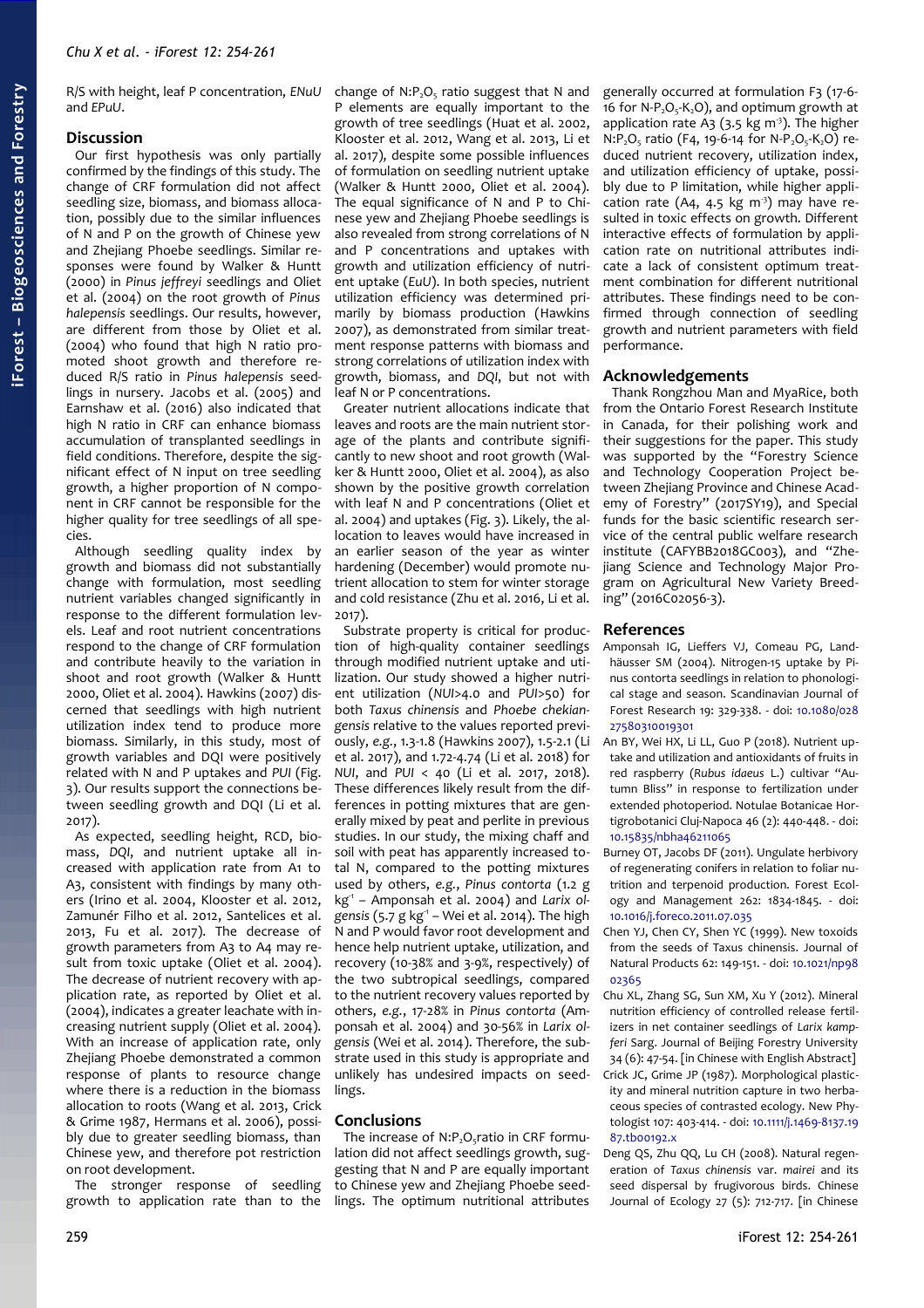R/S with height, leaf P concentration, *ENuU* and *EPuU*.

## Discussion

Our first hypothesis was only partially confirmed by the findings of this study. The change of CRF formulation did not affect seedling size, biomass, and biomass allocation, possibly due to the similar influences of N and P on the growth of Chinese yew and Zhejiang Phoebe seedlings. Similar responses were found by Walker & Huntt (2000) in *Pinus jeffreyi* seedlings and Oliet et al. (2004) on the root growth of *Pinus halepensis* seedlings. Our results, however, are different from those by Oliet et al. (2004) who found that high N ratio promoted shoot growth and therefore reduced R/S ratio in *Pinus halepensis* seedlings in nursery. Jacobs et al. (2005) and Earnshaw et al. (2016) also indicated that high N ratio in CRF can enhance biomass accumulation of transplanted seedlings in field conditions. Therefore, despite the significant effect of N input on tree seedling growth, a higher proportion of N component in CRF cannot be responsible for the higher quality for tree seedlings of all species.

Although seedling quality index by growth and biomass did not substantially change with formulation, most seedling nutrient variables changed significantly in response to the different formulation levels. Leaf and root nutrient concentrations respond to the change of CRF formulation and contribute heavily to the variation in shoot and root growth (Walker & Huntt 2000, Oliet et al. 2004). Hawkins (2007) discerned that seedlings with high nutrient utilization index tend to produce more biomass. Similarly, in this study, most of growth variables and DQI were positively related with N and P uptakes and *PUI* (Fig. 3). Our results support the connections between seedling growth and DQI (Li et al. 2017).

As expected, seedling height, RCD, biomass, *DQI*, and nutrient uptake all increased with application rate from A1 to A3, consistent with findings by many others (Irino et al. 2004, Klooster et al. 2012, Zamunér Filho et al. 2012, Santelices et al. 2013, Fu et al. 2017). The decrease of growth parameters from A3 to A4 may result from toxic uptake (Oliet et al. 2004). The decrease of nutrient recovery with application rate, as reported by Oliet et al. (2004), indicates a greater leachate with increasing nutrient supply (Oliet et al. 2004). With an increase of application rate, only Zhejiang Phoebe demonstrated a common response of plants to resource change where there is a reduction in the biomass allocation to roots (Wang et al. 2013, Crick & Grime 1987, Hermans et al. 2006), possibly due to greater seedling biomass, than Chinese yew, and therefore pot restriction on root development.

The stronger response of seedling growth to application rate than to the change of $N:P_2O_5$ ratio suggest that N and P elements are equally important to the growth of tree seedlings (Huat et al. 2002, Klooster et al. 2012, Wang et al. 2013, Li et al. 2017), despite some possible influences of formulation on seedling nutrient uptake (Walker & Huntt 2000, Oliet et al. 2004). The equal significance of N and P to Chinese yew and Zhejiang Phoebe seedlings is also revealed from strong correlations of N and P concentrations and uptakes with growth and utilization efficiency of nutrient uptake (*EuU*). In both species, nutrient utilization efficiency was determined primarily by biomass production (Hawkins 2007), as demonstrated from similar treatment response patterns with biomass and strong correlations of utilization index with growth, biomass, and *DQI*, but not with leaf N or P concentrations.

Greater nutrient allocations indicate that leaves and roots are the main nutrient storage of the plants and contribute significantly to new shoot and root growth (Walker & Huntt 2000, Oliet et al. 2004), as also shown by the positive growth correlation with leaf N and P concentrations (Oliet et al. 2004) and uptakes (Fig. 3). Likely, the allocation to leaves would have increased in an earlier season of the year as winter hardening (December) would promote nutrient allocation to stem for winter storage and cold resistance (Zhu et al. 2016, Li et al. 2017).

Substrate property is critical for production of high-quality container seedlings through modified nutrient uptake and utilization. Our study showed a higher nutrient utilization (*NUI*>4.0 and *PUI*>50) for both *Taxus chinensis* and *Phoebe chekiangensis* relative to the values reported previously, *e.g.*, 1.3-1.8 (Hawkins 2007), 1.5-2.1 (Li et al. 2017), and 1.72-4.74 (Li et al. 2018) for *NUI*, and *PUI* < 40 (Li et al. 2017, 2018). These differences likely result from the differences in potting mixtures that are generally mixed by peat and perlite in previous studies. In our study, the mixing chaff and soil with peat has apparently increased total N, compared to the potting mixtures used by others, *e.g.*, *Pinus contorta* (1.2 g $kg^{-1}$ – Amponsah et al. 2004) and *Larix olgensis* (5.7 g $kg^{-1}$ – Wei et al. 2014). The high N and P would favor root development and hence help nutrient uptake, utilization, and recovery (10-38% and 3-9%, respectively) of the two subtropical seedlings, compared to the nutrient recovery values reported by others, *e.g.*, 17-28% in *Pinus contorta* (Amponsah et al. 2004) and 30-56% in *Larix olgensis* (Wei et al. 2014). Therefore, the substrate used in this study is appropriate and unlikely has undesired impacts on seedlings.

## Conclusions

The increase of $N:P_2O_5$ratio in CRF formulation did not affect seedlings growth, suggesting that N and P are equally important to Chinese yew and Zhejiang Phoebe seedlings. The optimum nutritional attributes generally occurred at formulation F3 (17-6-16 for $N-P_2O_5-K_2O$), and optimum growth at application rate A3 (3.5 kg $m^{-3}$). The higher $N:P_2O_5$ ratio (F4, 19-6-14 for $N-P_2O_5-K_2O$) reduced nutrient recovery, utilization index, and utilization efficiency of uptake, possibly due to P limitation, while higher application rate (A4, 4.5 kg $m^{-3}$) may have resulted in toxic effects on growth. Different interactive effects of formulation by application rate on nutritional attributes indicate a lack of consistent optimum treatment combination for different nutritional attributes. These findings need to be confirmed through connection of seedling growth and nutrient parameters with field performance.

## Acknowledgements

Thank Rongzhou Man and MyaRice, both from the Ontario Forest Research Institute in Canada, for their polishing work and their suggestions for the paper. This study was supported by the "Forestry Science and Technology Cooperation Project between Zhejiang Province and Chinese Academy of Forestry" (2017SY19), and Special funds for the basic scientific research service of the central public welfare research institute (CAFYBB2018GC003), and "Zhejiang Science and Technology Major Program on Agricultural New Variety Breeding" (2016C02056-3).

## References

Amponsah IG, Lieffers VJ, Comeau PG, Landhäusser SM (2004). Nitrogen-15 uptake by Pinus contorta seedlings in relation to phonological stage and season. Scandinavian Journal of Forest Research 19: 329-338. - doi: 10.1080/02827580310019301

An BY, Wei HX, Li LL, Guo P (2018). Nutrient uptake and utilization and antioxidants of fruits in red raspberry (*Rubus idaeus* L.) cultivar "Autumn Bliss" in response to fertilization under extended photoperiod. Notulae Botanicae Horti Agrobotanici Cluj-Napoca 46 (2): 440-448. - doi: 10.15835/nbha46211065

Burney OT, Jacobs DF (2011). Ungulate herbivory of regenerating conifers in relation to foliar nutrition and terpenoid production. Forest Ecology and Management 262: 1834-1845. - doi: 10.1016/j.foreco.2011.07.035

Chen YJ, Chen CY, Shen YC (1999). New toxoids from the seeds of Taxus chinensis. Journal of Natural Products 62: 149-151. - doi: 10.1021/np9802365

Chu XL, Zhang SG, Sun XM, Xu Y (2012). Mineral nutrition efficiency of controlled release fertilizers in net container seedlings of *Larix kampferi* Sarg. Journal of Beijing Forestry University 34 (6): 47-54. [in Chinese with English Abstract]

Crick JC, Grime JP (1987). Morphological plasticity and mineral nutrition capture in two herbaceous species of contrasted ecology. New Phytologist 107: 403-414. - doi: 10.1111/j.1469-8137.1987.tb00192.x

Deng QS, Zhu QQ, Lu CH (2008). Natural regeneration of *Taxus chinensis* var. *mairei* and its seed dispersal by frugivorous birds. Chinese Journal of Ecology 27 (5): 712-717. [in Chinese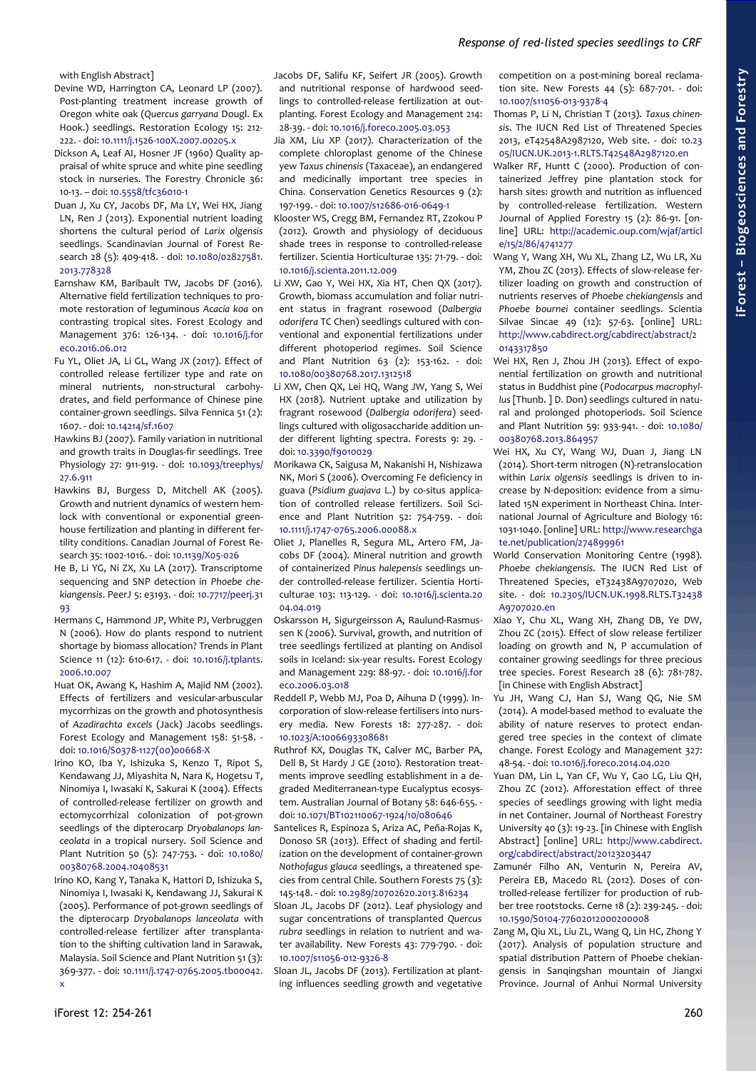with English Abstract]

Devine WD, Harrington CA, Leonard LP (2007). Post-planting treatment increase growth of Oregon white oak (*Quercus garryana* Dougl. Ex Hook.) seedlings. Restoration Ecology 15: 212-222. - doi: 10.1111/j.1526-100X.2007.00205.x

Dickson A, Leaf AI, Hosner JF (1960) Quality appraisal of white spruce and white pine seedling stock in nurseries. The Forestry Chronicle 36: 10-13. – doi: 10.5558/tfc36010-1

Duan J, Xu CY, Jacobs DF, Ma LY, Wei HX, Jiang LN, Ren J (2013). Exponential nutrient loading shortens the cultural period of *Larix olgensis* seedlings. Scandinavian Journal of Forest Research 28 (5): 409-418. - doi: 10.1080/02827581.2013.778328

Earnshaw KM, Baribault TW, Jacobs DF (2016). Alternative field fertilization techniques to promote restoration of leguminous *Acacia koa* on contrasting tropical sites. Forest Ecology and Management 376: 126-134. - doi: 10.1016/j.foreco.2016.06.012

Fu YL, Oliet JA, Li GL, Wang JX (2017). Effect of controlled release fertilizer type and rate on mineral nutrients, non-structural carbohydrates, and field performance of Chinese pine container-grown seedlings. Silva Fennica 51 (2): 1607. - doi: 10.14214/sf.1607

Hawkins BJ (2007). Family variation in nutritional and growth traits in Douglas-fir seedlings. Tree Physiology 27: 911-919. - doi: 10.1093/treephys/27.6.911

Hawkins BJ, Burgess D, Mitchell AK (2005). Growth and nutrient dynamics of western hemlock with conventional or exponential greenhouse fertilization and planting in different fertility conditions. Canadian Journal of Forest Research 35: 1002-1016. - doi: 10.1139/X05-026

He B, Li YG, Ni ZX, Xu LA (2017). Transcriptome sequencing and SNP detection in *Phoebe chekiangensis*. PeerJ 5: e3193. - doi: 10.7717/peerj.3193

Hermans C, Hammond JP, White PJ, Verbruggen N (2006). How do plants respond to nutrient shortage by biomass allocation? Trends in Plant Science 11 (12): 610-617. - doi: 10.1016/j.tplants.2006.10.007

Huat OK, Awang K, Hashim A, Majid NM (2002). Effects of fertilizers and vesicular-arbuscular mycorrhizas on the growth and photosynthesis of *Azadirachta excels* (Jack) Jacobs seedlings. Forest Ecology and Management 158: 51-58. - doi: 10.1016/S0378-1127(00)00668-X

Irino KO, Iba Y, Ishizuka S, Kenzo T, Ripot S, Kendawang JJ, Miyashita N, Nara K, Hogetsu T, Ninomiya I, Iwasaki K, Sakurai K (2004). Effects of controlled-release fertilizer on growth and ectomycorrhizal colonization of pot-grown seedlings of the dipterocarp *Dryobalanops lanceolata* in a tropical nursery. Soil Science and Plant Nutrition 50 (5): 747-753. - doi: 10.1080/00380768.2004.10408531

Irino KO, Kang Y, Tanaka K, Hattori D, Ishizuka S, Ninomiya I, Iwasaki K, Kendawang JJ, Sakurai K (2005). Performance of pot-grown seedlings of the dipterocarp *Dryobalanops lanceolata* with controlled-release fertilizer after transplantation to the shifting cultivation land in Sarawak, Malaysia. Soil Science and Plant Nutrition 51 (3): 369-377. - doi: 10.1111/j.1747-0765.2005.tb00042.x

Jacobs DF, Salifu KF, Seifert JR (2005). Growth and nutritional response of hardwood seedlings to controlled-release fertilization at outplanting. Forest Ecology and Management 214: 28-39. - doi: 10.1016/j.foreco.2005.03.053

Jia XM, Liu XP (2017). Characterization of the complete chloroplast genome of the Chinese yew *Taxus chinensis* (Taxaceae), an endangered and medicinally important tree species in China. Conservation Genetics Resources 9 (2): 197-199. - doi: 10.1007/s12686-016-0649-1

Klooster WS, Cregg BM, Fernandez RT, Zzokou P (2012). Growth and physiology of deciduous shade trees in response to controlled-release fertilizer. Scientia Horticulturae 135: 71-79. - doi: 10.1016/j.scienta.2011.12.009

Li XW, Gao Y, Wei HX, Xia HT, Chen QX (2017). Growth, biomass accumulation and foliar nutrient status in fragrant rosewood (*Dalbergia odorifera* TC Chen) seedlings cultured with conventional and exponential fertilizations under different photoperiod regimes. Soil Science and Plant Nutrition 63 (2): 153-162. - doi: 10.1080/00380768.2017.1312518

Li XW, Chen QX, Lei HQ, Wang JW, Yang S, Wei HX (2018). Nutrient uptake and utilization by fragrant rosewood (*Dalbergia odorifera*) seedlings cultured with oligosaccharide addition under different lighting spectra. Forests 9: 29. - doi: 10.3390/f9010029

Morikawa CK, Saigusa M, Nakanishi H, Nishizawa NK, Mori S (2006). Overcoming Fe deficiency in guava (*Psidium guajava* L.) by co-situs application of controlled release fertilizers. Soil Science and Plant Nutrition 52: 754-759. - doi: 10.1111/j.1747-0765.2006.00088.x

Oliet J, Planelles R, Segura ML, Artero FM, Jacobs DF (2004). Mineral nutrition and growth of containerized *Pinus halepensis* seedlings under controlled-release fertilizer. Scientia Horticulturae 103: 113-129. - doi: 10.1016/j.scienta.2004.04.019

Oskarsson H, Sigurgeirsson A, Raulund-Rasmussen K (2006). Survival, growth, and nutrition of tree seedlings fertilized at planting on Andisol soils in Iceland: six-year results. Forest Ecology and Management 229: 88-97. - doi: 10.1016/j.foreco.2006.03.018

Reddell P, Webb MJ, Poa D, Aihuna D (1999). Incorporation of slow-release fertilisers into nursery media. New Forests 18: 277-287. - doi: 10.1023/A:1006693308681

Ruthrof KX, Douglas TK, Calver MC, Barber PA, Dell B, St Hardy J GE (2010). Restoration treatments improve seedling establishment in a degraded Mediterranean-type Eucalyptus ecosystem. Australian Journal of Botany 58: 646-655. - doi: 10.1071/BT10110067-1924/10/080646

Santelices R, Espinoza S, Ariza AC, Peña-Rojas K, Donoso SR (2013). Effect of shading and fertilization on the development of container-grown *Nothofagus glauca* seedlings, a threatened species from central Chile. Southern Forests 75 (3): 145-148. - doi: 10.2989/20702620.2013.816234

Sloan JL, Jacobs DF (2012). Leaf physiology and sugar concentrations of transplanted *Quercus rubra* seedlings in relation to nutrient and water availability. New Forests 43: 779-790. - doi: 10.1007/s11056-012-9326-8

Sloan JL, Jacobs DF (2013). Fertilization at planting influences seedling growth and vegetative competition on a post-mining boreal reclamation site. New Forests 44 (5): 687-701. - doi: 10.1007/s11056-013-9378-4

Thomas P, Li N, Christian T (2013). *Taxus chinensis*. The IUCN Red List of Threatened Species 2013, eT42548A2987120, Web site. - doi: 10.2305/IUCN.UK.2013-1.RLTS.T42548A2987120.en

Walker RF, Huntt C (2000). Production of containerized Jeffrey pine plantation stock for harsh sites: growth and nutrition as influenced by controlled-release fertilization. Western Journal of Applied Forestry 15 (2): 86-91. [online] URL: http://academic.oup.com/wjaf/article/15/2/86/4741277

Wang Y, Wang XH, Wu XL, Zhang LZ, Wu LR, Xu YM, Zhou ZC (2013). Effects of slow-release fertilizer loading on growth and construction of nutrients reserves of *Phoebe chekiangensis* and *Phoebe bournei* container seedlings. Scientia Silvae Sincae 49 (12): 57-63. [online] URL: http://www.cabdirect.org/cabdirect/abstract/20143317850

Wei HX, Ren J, Zhou JH (2013). Effect of exponential fertilization on growth and nutritional status in Buddhist pine (*Podocarpus macrophyllus* [Thunb. ] D. Don) seedlings cultured in natural and prolonged photoperiods. Soil Science and Plant Nutrition 59: 933-941. - doi: 10.1080/00380768.2013.864957

Wei HX, Xu CY, Wang WJ, Duan J, Jiang LN (2014). Short-term nitrogen (N)-retranslocation within *Larix olgensis* seedlings is driven to increase by N-deposition: evidence from a simulated 15N experiment in Northeast China. International Journal of Agriculture and Biology 16: 1031-1040. [online] URL: http://www.researchgate.net/publication/274899961

World Conservation Monitoring Centre (1998). *Phoebe chekiangensis*. The IUCN Red List of Threatened Species, eT32438A9707020, Web site. - doi: 10.2305/IUCN.UK.1998.RLTS.T32438A9707020.en

Xiao Y, Chu XL, Wang XH, Zhang DB, Ye DW, Zhou ZC (2015). Effect of slow release fertilizer loading on growth and N, P accumulation of container growing seedlings for three precious tree species. Forest Research 28 (6): 781-787. [in Chinese with English Abstract]

Yu JH, Wang CJ, Han SJ, Wang QG, Nie SM (2014). A model-based method to evaluate the ability of nature reserves to protect endangered tree species in the context of climate change. Forest Ecology and Management 327: 48-54. - doi: 10.1016/j.foreco.2014.04.020

Yuan DM, Lin L, Yan CF, Wu Y, Cao LG, Liu QH, Zhou ZC (2012). Afforestation effect of three species of seedlings growing with light media in net Container. Journal of Northeast Forestry University 40 (3): 19-23. [in Chinese with English Abstract] [online] URL: http://www.cabdirect.org/cabdirect/abstract/20123203447

Zamunér Filho AN, Venturin N, Pereira AV, Pereira EB, Macedo RL (2012). Doses of controlled-release fertilizer for production of rubber tree rootstocks. Cerne 18 (2): 239-245. - doi: 10.1590/S0104-77602012000200008

Zang M, Qiu XL, Liu ZL, Wang Q, Lin HC, Zhong Y (2017). Analysis of population structure and spatial distribution Pattern of Phoebe chekiangensis in Sanqingshan mountain of Jiangxi Province. Journal of Anhui Normal University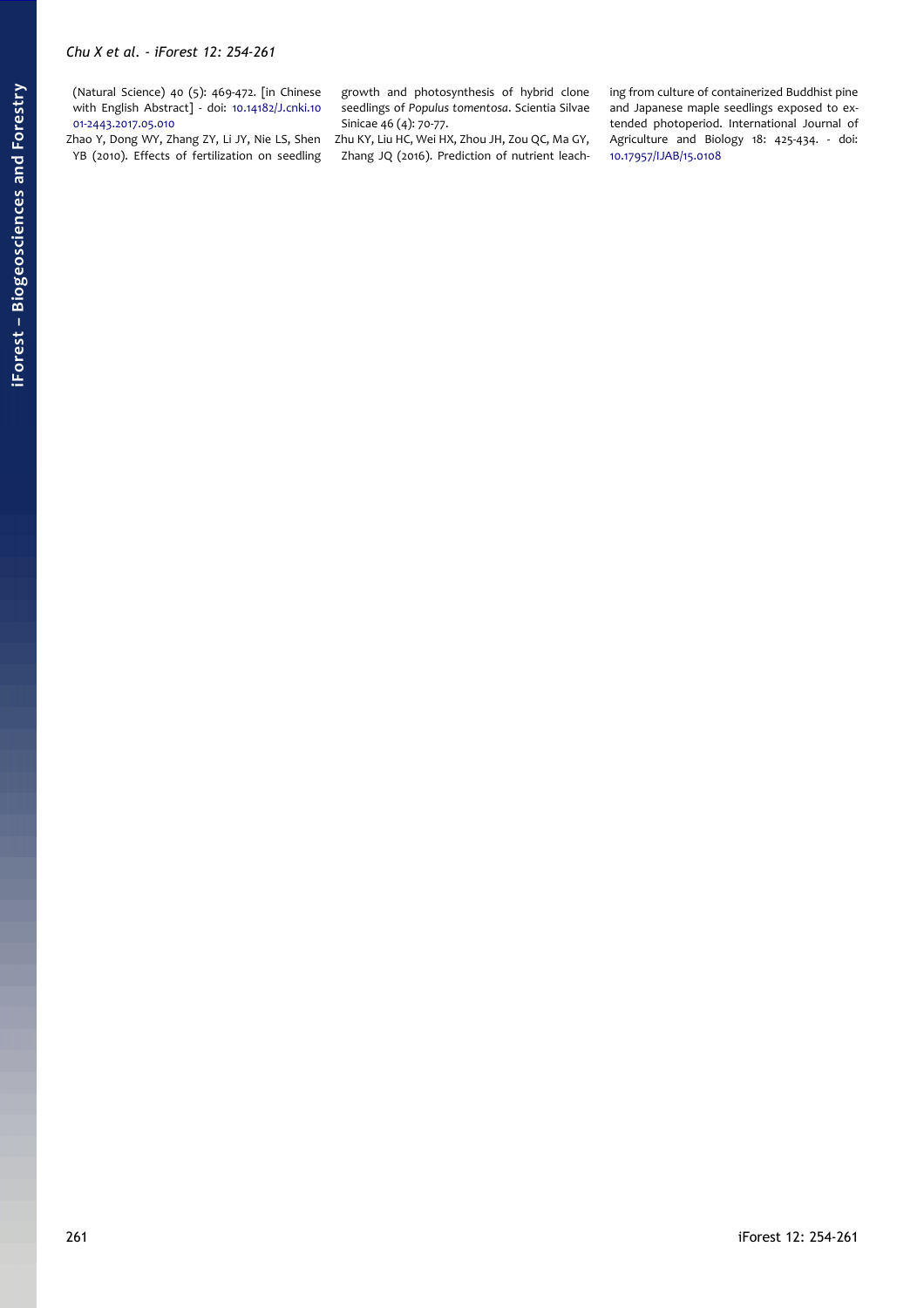(Natural Science) 40 (5): 469-472. [in Chinese with English Abstract] - doi: 10.14182/J.cnki.1001-2443.2017.05.010

Zhao Y, Dong WY, Zhang ZY, Li JY, Nie LS, Shen YB (2010). Effects of fertilization on seedling growth and photosynthesis of hybrid clone seedlings of *Populus tomentosa*. Scientia Silvae Sinicae 46 (4): 70-77.

Zhu KY, Liu HC, Wei HX, Zhou JH, Zou QC, Ma GY, Zhang JQ (2016). Prediction of nutrient leaching from culture of containerized Buddhist pine and Japanese maple seedlings exposed to extended photoperiod. International Journal of Agriculture and Biology 18: 425-434. - doi: 10.17957/IJAB/15.0108